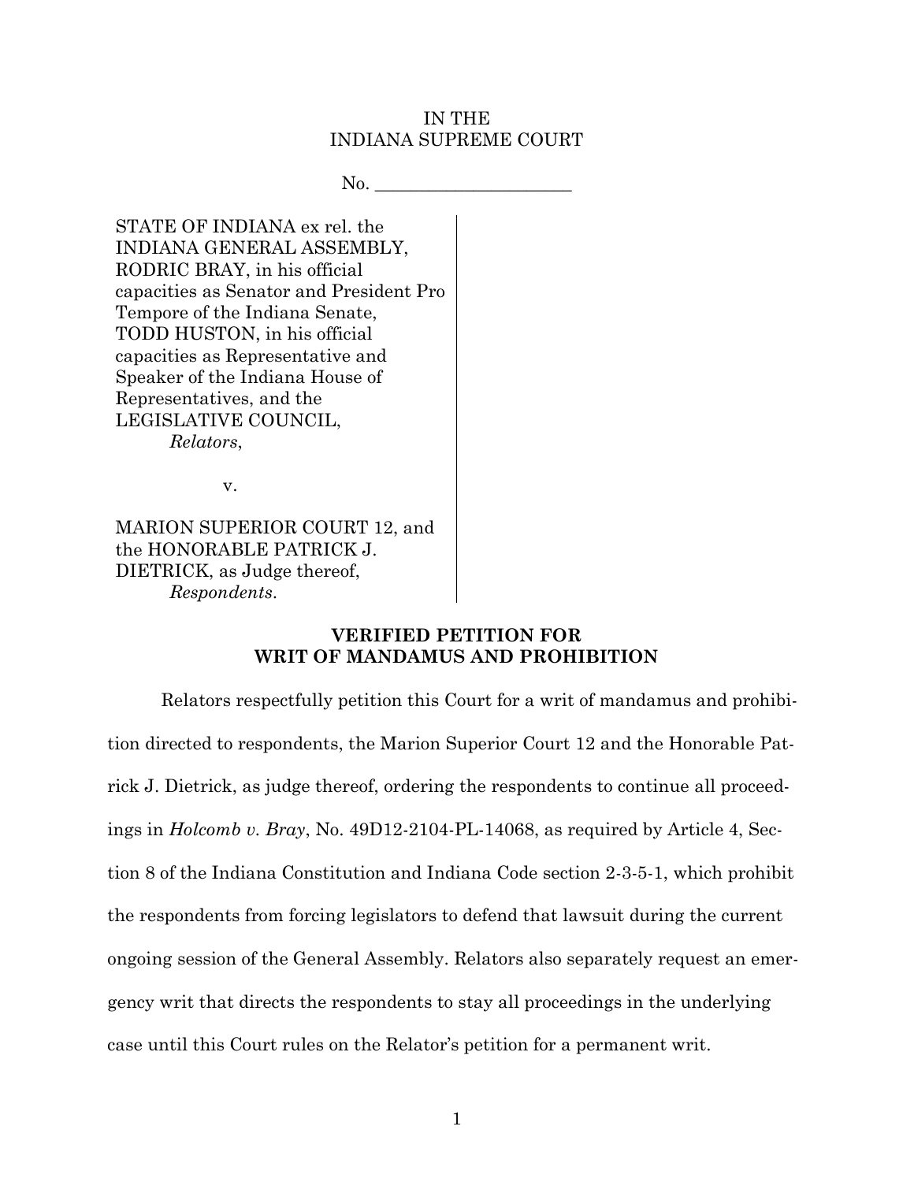IN THE
INDIANA SUPREME COURT

No. ______________________

STATE OF INDIANA ex rel. the INDIANA GENERAL ASSEMBLY, RODRIC BRAY, in his official capacities as Senator and President Pro Tempore of the Indiana Senate, TODD HUSTON, in his official capacities as Representative and Speaker of the Indiana House of Representatives, and the LEGISLATIVE COUNCIL,
*Relators*,

v.

MARION SUPERIOR COURT 12, and the HONORABLE PATRICK J. DIETRICK, as Judge thereof,
*Respondents*.

**VERIFIED PETITION FOR WRIT OF MANDAMUS AND PROHIBITION**

Relators respectfully petition this Court for a writ of mandamus and prohibition directed to respondents, the Marion Superior Court 12 and the Honorable Patrick J. Dietrick, as judge thereof, ordering the respondents to continue all proceedings in *Holcomb v. Bray*, No. 49D12-2104-PL-14068, as required by Article 4, Section 8 of the Indiana Constitution and Indiana Code section 2-3-5-1, which prohibit the respondents from forcing legislators to defend that lawsuit during the current ongoing session of the General Assembly. Relators also separately request an emergency writ that directs the respondents to stay all proceedings in the underlying case until this Court rules on the Relator's petition for a permanent writ.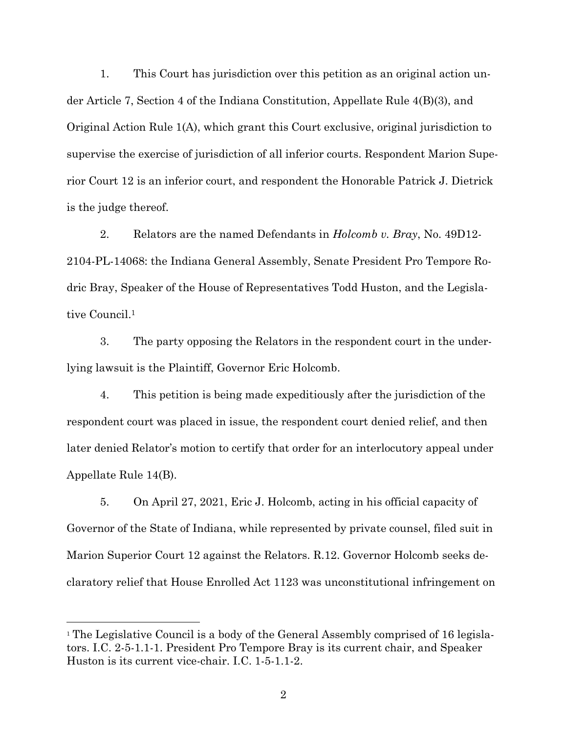1. This Court has jurisdiction over this petition as an original action under Article 7, Section 4 of the Indiana Constitution, Appellate Rule 4(B)(3), and Original Action Rule 1(A), which grant this Court exclusive, original jurisdiction to supervise the exercise of jurisdiction of all inferior courts. Respondent Marion Superior Court 12 is an inferior court, and respondent the Honorable Patrick J. Dietrick is the judge thereof.

2. Relators are the named Defendants in *Holcomb v. Bray*, No. 49D12-2104-PL-14068: the Indiana General Assembly, Senate President Pro Tempore Rodric Bray, Speaker of the House of Representatives Todd Huston, and the Legislative Council.[1]

3. The party opposing the Relators in the respondent court in the underlying lawsuit is the Plaintiff, Governor Eric Holcomb.

4. This petition is being made expeditiously after the jurisdiction of the respondent court was placed in issue, the respondent court denied relief, and then later denied Relator's motion to certify that order for an interlocutory appeal under Appellate Rule 14(B).

5. On April 27, 2021, Eric J. Holcomb, acting in his official capacity of Governor of the State of Indiana, while represented by private counsel, filed suit in Marion Superior Court 12 against the Relators. R.12. Governor Holcomb seeks declaratory relief that House Enrolled Act 1123 was unconstitutional infringement on

[1] The Legislative Council is a body of the General Assembly comprised of 16 legislators. I.C. 2-5-1.1-1. President Pro Tempore Bray is its current chair, and Speaker Huston is its current vice-chair. I.C. 1-5-1.1-2.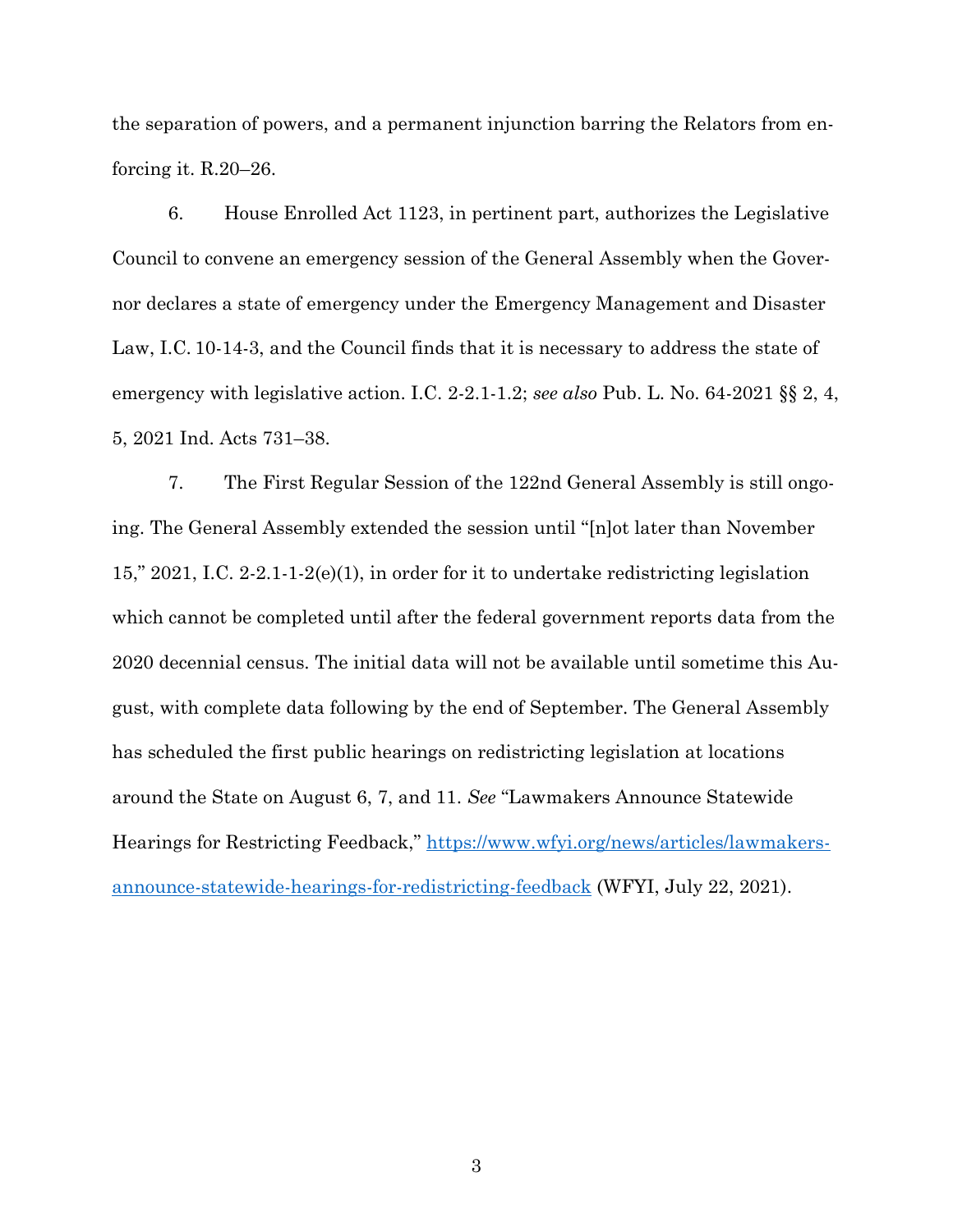the separation of powers, and a permanent injunction barring the Relators from enforcing it. R.20–26.

6. House Enrolled Act 1123, in pertinent part, authorizes the Legislative Council to convene an emergency session of the General Assembly when the Governor declares a state of emergency under the Emergency Management and Disaster Law, I.C. 10-14-3, and the Council finds that it is necessary to address the state of emergency with legislative action. I.C. 2-2.1-1.2; *see also* Pub. L. No. 64-2021 §§ 2, 4, 5, 2021 Ind. Acts 731–38.

7. The First Regular Session of the 122nd General Assembly is still ongoing. The General Assembly extended the session until "[n]ot later than November 15," 2021, I.C. 2-2.1-1-2(e)(1), in order for it to undertake redistricting legislation which cannot be completed until after the federal government reports data from the 2020 decennial census. The initial data will not be available until sometime this August, with complete data following by the end of September. The General Assembly has scheduled the first public hearings on redistricting legislation at locations around the State on August 6, 7, and 11. *See* "Lawmakers Announce Statewide Hearings for Restricting Feedback," [https://www.wfyi.org/news/articles/lawmakers-announce-statewide-hearings-for-redistricting-feedback](https://www.wfyi.org/news/articles/lawmakers-announce-statewide-hearings-for-redistricting-feedback) (WFYI, July 22, 2021).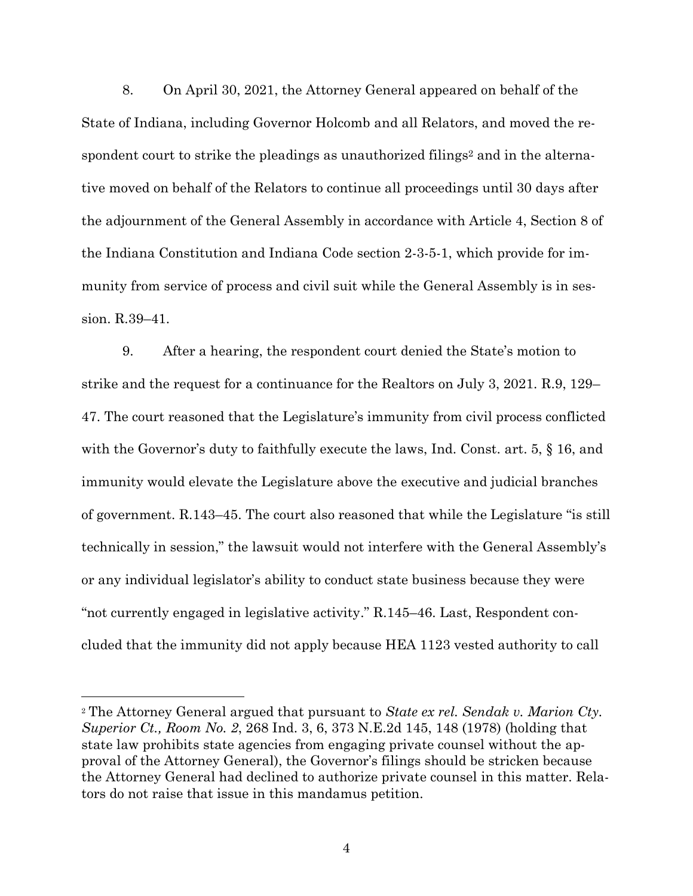8. On April 30, 2021, the Attorney General appeared on behalf of the State of Indiana, including Governor Holcomb and all Relators, and moved the respondent court to strike the pleadings as unauthorized filings[2] and in the alternative moved on behalf of the Relators to continue all proceedings until 30 days after the adjournment of the General Assembly in accordance with Article 4, Section 8 of the Indiana Constitution and Indiana Code section 2-3-5-1, which provide for immunity from service of process and civil suit while the General Assembly is in session. R.39–41.

9. After a hearing, the respondent court denied the State's motion to strike and the request for a continuance for the Realtors on July 3, 2021. R.9, 129–47. The court reasoned that the Legislature's immunity from civil process conflicted with the Governor's duty to faithfully execute the laws, Ind. Const. art. 5, § 16, and immunity would elevate the Legislature above the executive and judicial branches of government. R.143–45. The court also reasoned that while the Legislature "is still technically in session," the lawsuit would not interfere with the General Assembly's or any individual legislator's ability to conduct state business because they were "not currently engaged in legislative activity." R.145–46. Last, Respondent concluded that the immunity did not apply because HEA 1123 vested authority to call

---

[2] The Attorney General argued that pursuant to *State ex rel. Sendak v. Marion Cty. Superior Ct., Room No. 2*, 268 Ind. 3, 6, 373 N.E.2d 145, 148 (1978) (holding that state law prohibits state agencies from engaging private counsel without the approval of the Attorney General), the Governor's filings should be stricken because the Attorney General had declined to authorize private counsel in this matter. Relators do not raise that issue in this mandamus petition.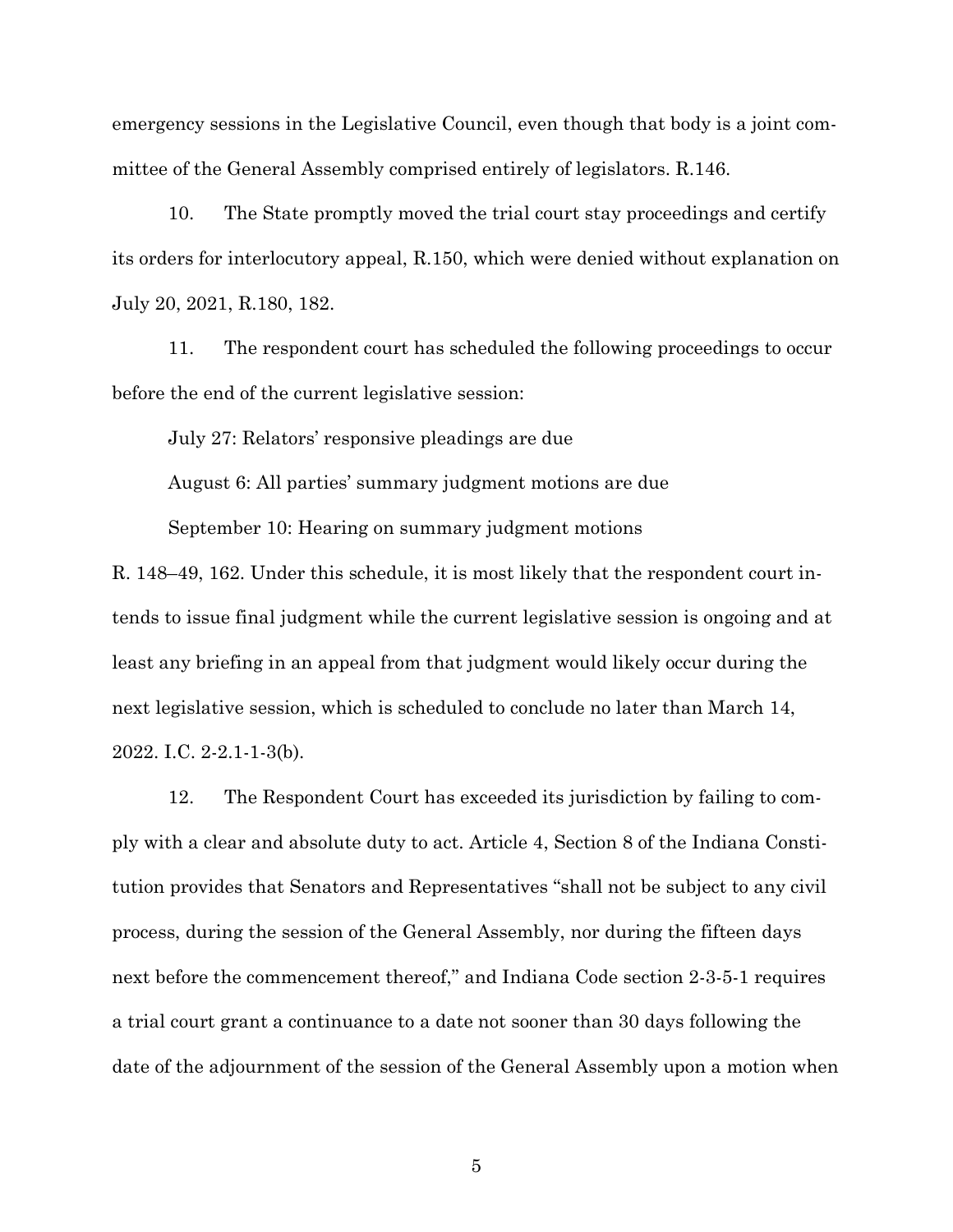emergency sessions in the Legislative Council, even though that body is a joint committee of the General Assembly comprised entirely of legislators. R.146.

10. The State promptly moved the trial court stay proceedings and certify its orders for interlocutory appeal, R.150, which were denied without explanation on July 20, 2021, R.180, 182.

11. The respondent court has scheduled the following proceedings to occur before the end of the current legislative session:

July 27: Relators' responsive pleadings are due

August 6: All parties' summary judgment motions are due

September 10: Hearing on summary judgment motions

R. 148–49, 162. Under this schedule, it is most likely that the respondent court intends to issue final judgment while the current legislative session is ongoing and at least any briefing in an appeal from that judgment would likely occur during the next legislative session, which is scheduled to conclude no later than March 14, 2022. I.C. 2-2.1-1-3(b).

12. The Respondent Court has exceeded its jurisdiction by failing to comply with a clear and absolute duty to act. Article 4, Section 8 of the Indiana Constitution provides that Senators and Representatives "shall not be subject to any civil process, during the session of the General Assembly, nor during the fifteen days next before the commencement thereof," and Indiana Code section 2-3-5-1 requires a trial court grant a continuance to a date not sooner than 30 days following the date of the adjournment of the session of the General Assembly upon a motion when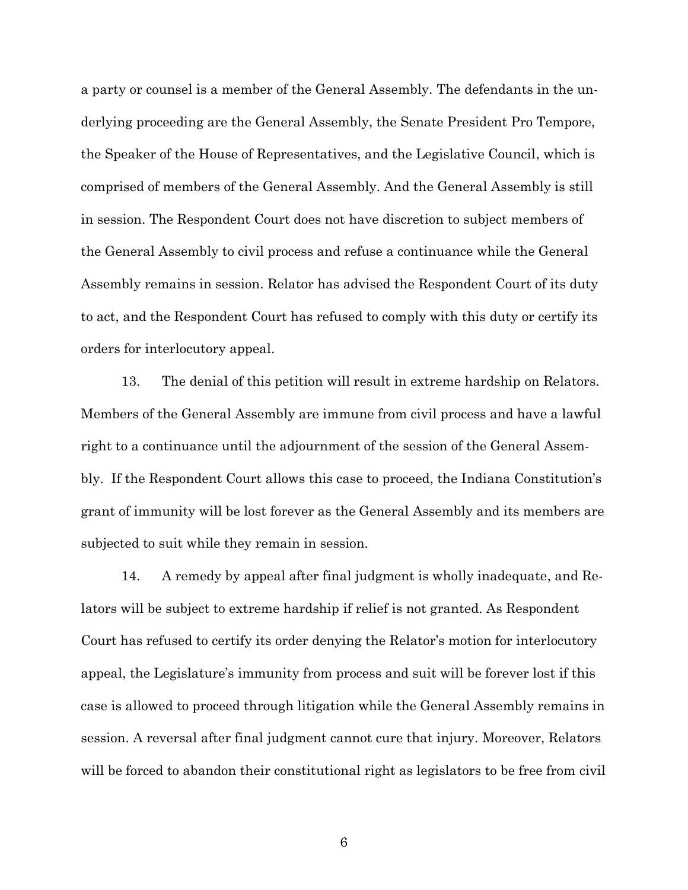a party or counsel is a member of the General Assembly. The defendants in the underlying proceeding are the General Assembly, the Senate President Pro Tempore, the Speaker of the House of Representatives, and the Legislative Council, which is comprised of members of the General Assembly. And the General Assembly is still in session. The Respondent Court does not have discretion to subject members of the General Assembly to civil process and refuse a continuance while the General Assembly remains in session. Relator has advised the Respondent Court of its duty to act, and the Respondent Court has refused to comply with this duty or certify its orders for interlocutory appeal.

13. The denial of this petition will result in extreme hardship on Relators. Members of the General Assembly are immune from civil process and have a lawful right to a continuance until the adjournment of the session of the General Assembly. If the Respondent Court allows this case to proceed, the Indiana Constitution's grant of immunity will be lost forever as the General Assembly and its members are subjected to suit while they remain in session.

14. A remedy by appeal after final judgment is wholly inadequate, and Relators will be subject to extreme hardship if relief is not granted. As Respondent Court has refused to certify its order denying the Relator's motion for interlocutory appeal, the Legislature's immunity from process and suit will be forever lost if this case is allowed to proceed through litigation while the General Assembly remains in session. A reversal after final judgment cannot cure that injury. Moreover, Relators will be forced to abandon their constitutional right as legislators to be free from civil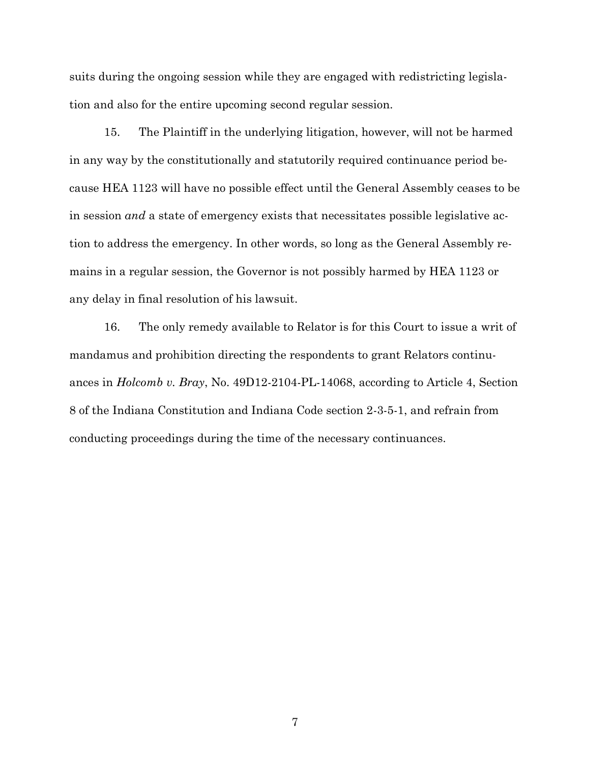suits during the ongoing session while they are engaged with redistricting legislation and also for the entire upcoming second regular session.

15. The Plaintiff in the underlying litigation, however, will not be harmed in any way by the constitutionally and statutorily required continuance period because HEA 1123 will have no possible effect until the General Assembly ceases to be in session *and* a state of emergency exists that necessitates possible legislative action to address the emergency. In other words, so long as the General Assembly remains in a regular session, the Governor is not possibly harmed by HEA 1123 or any delay in final resolution of his lawsuit.

16. The only remedy available to Relator is for this Court to issue a writ of mandamus and prohibition directing the respondents to grant Relators continuances in *Holcomb v. Bray*, No. 49D12-2104-PL-14068, according to Article 4, Section 8 of the Indiana Constitution and Indiana Code section 2-3-5-1, and refrain from conducting proceedings during the time of the necessary continuances.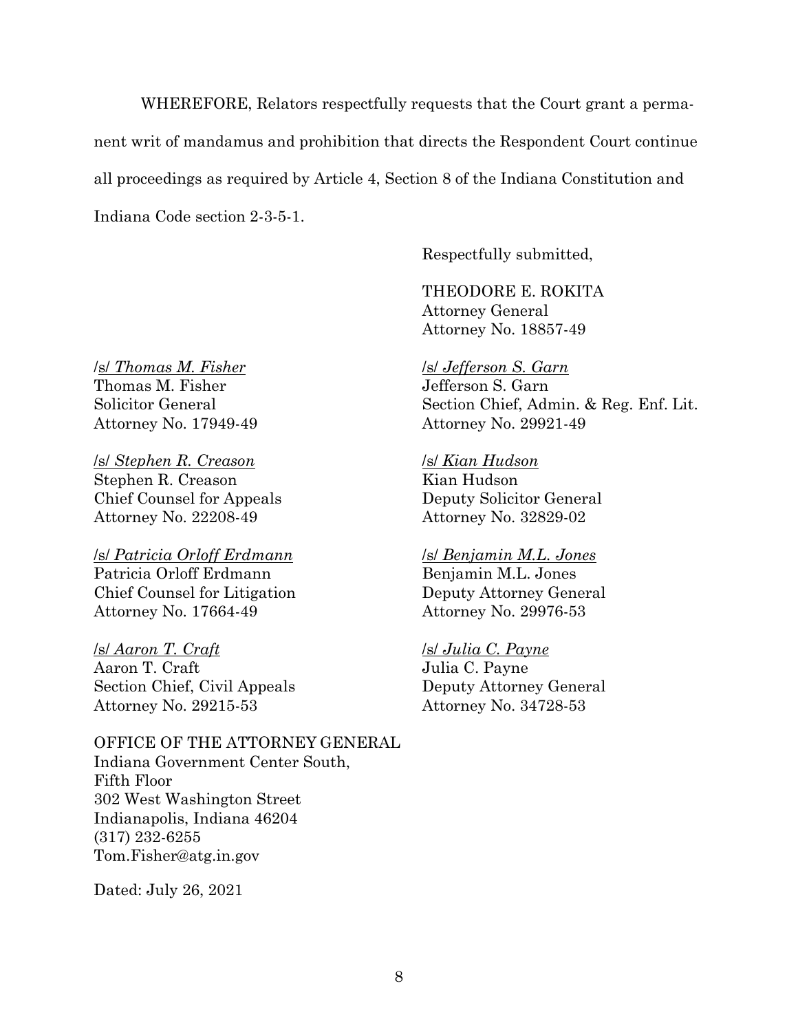WHEREFORE, Relators respectfully requests that the Court grant a permanent writ of mandamus and prohibition that directs the Respondent Court continue all proceedings as required by Article 4, Section 8 of the Indiana Constitution and Indiana Code section 2-3-5-1.

Respectfully submitted,

THEODORE E. ROKITA
Attorney General
Attorney No. 18857-49

/s/ *Thomas M. Fisher*
Thomas M. Fisher
Solicitor General
Attorney No. 17949-49

/s/ *Stephen R. Creason*
Stephen R. Creason
Chief Counsel for Appeals
Attorney No. 22208-49

/s/ *Patricia Orloff Erdmann*
Patricia Orloff Erdmann
Chief Counsel for Litigation
Attorney No. 17664-49

/s/ *Aaron T. Craft*
Aaron T. Craft
Section Chief, Civil Appeals
Attorney No. 29215-53

/s/ *Jefferson S. Garn*
Jefferson S. Garn
Section Chief, Admin. & Reg. Enf. Lit.
Attorney No. 29921-49

/s/ *Kian Hudson*
Kian Hudson
Deputy Solicitor General
Attorney No. 32829-02

/s/ *Benjamin M.L. Jones*
Benjamin M.L. Jones
Deputy Attorney General
Attorney No. 29976-53

/s/ *Julia C. Payne*
Julia C. Payne
Deputy Attorney General
Attorney No. 34728-53

OFFICE OF THE ATTORNEY GENERAL
Indiana Government Center South,
Fifth Floor
302 West Washington Street
Indianapolis, Indiana 46204
(317) 232-6255
Tom.Fisher@atg.in.gov

Dated: July 26, 2021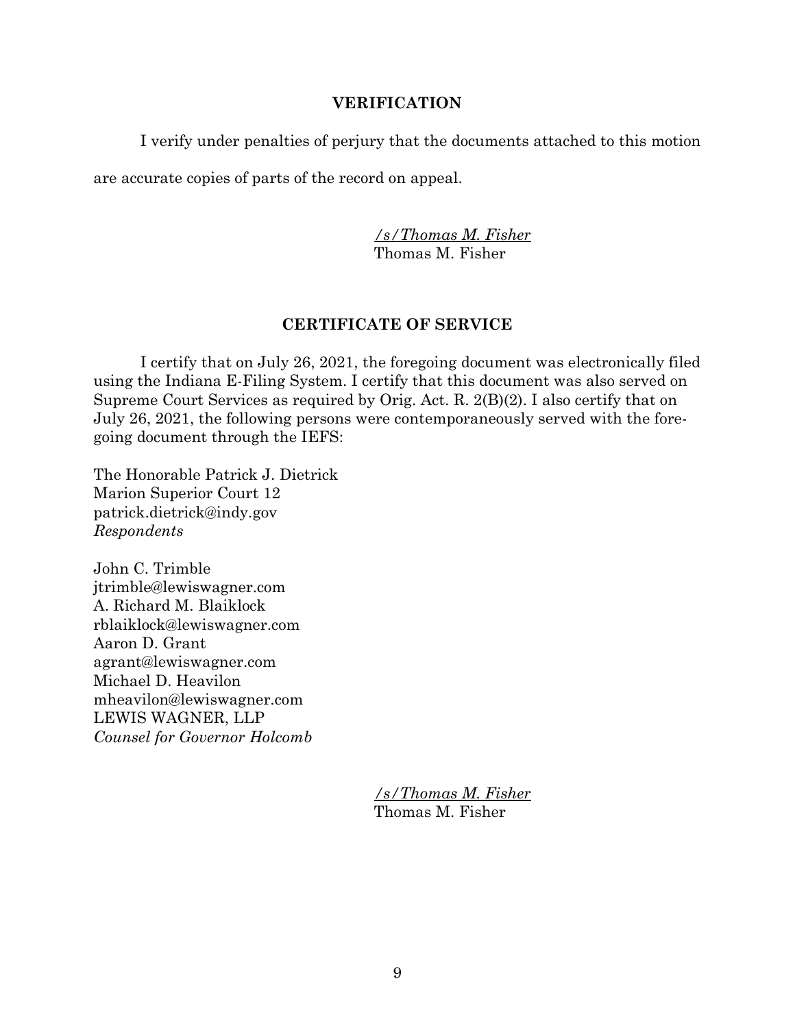## VERIFICATION

I verify under penalties of perjury that the documents attached to this motion are accurate copies of parts of the record on appeal.

/s/Thomas M. Fisher
Thomas M. Fisher

## CERTIFICATE OF SERVICE

I certify that on July 26, 2021, the foregoing document was electronically filed using the Indiana E-Filing System. I certify that this document was also served on Supreme Court Services as required by Orig. Act. R. 2(B)(2). I also certify that on July 26, 2021, the following persons were contemporaneously served with the foregoing document through the IEFS:

The Honorable Patrick J. Dietrick
Marion Superior Court 12
patrick.dietrick@indy.gov
*Respondents*

John C. Trimble
jtrimble@lewiswagner.com
A. Richard M. Blaiklock
rblaiklock@lewiswagner.com
Aaron D. Grant
agrant@lewiswagner.com
Michael D. Heavilon
mheavilon@lewiswagner.com
LEWIS WAGNER, LLP
*Counsel for Governor Holcomb*

/s/Thomas M. Fisher
Thomas M. Fisher